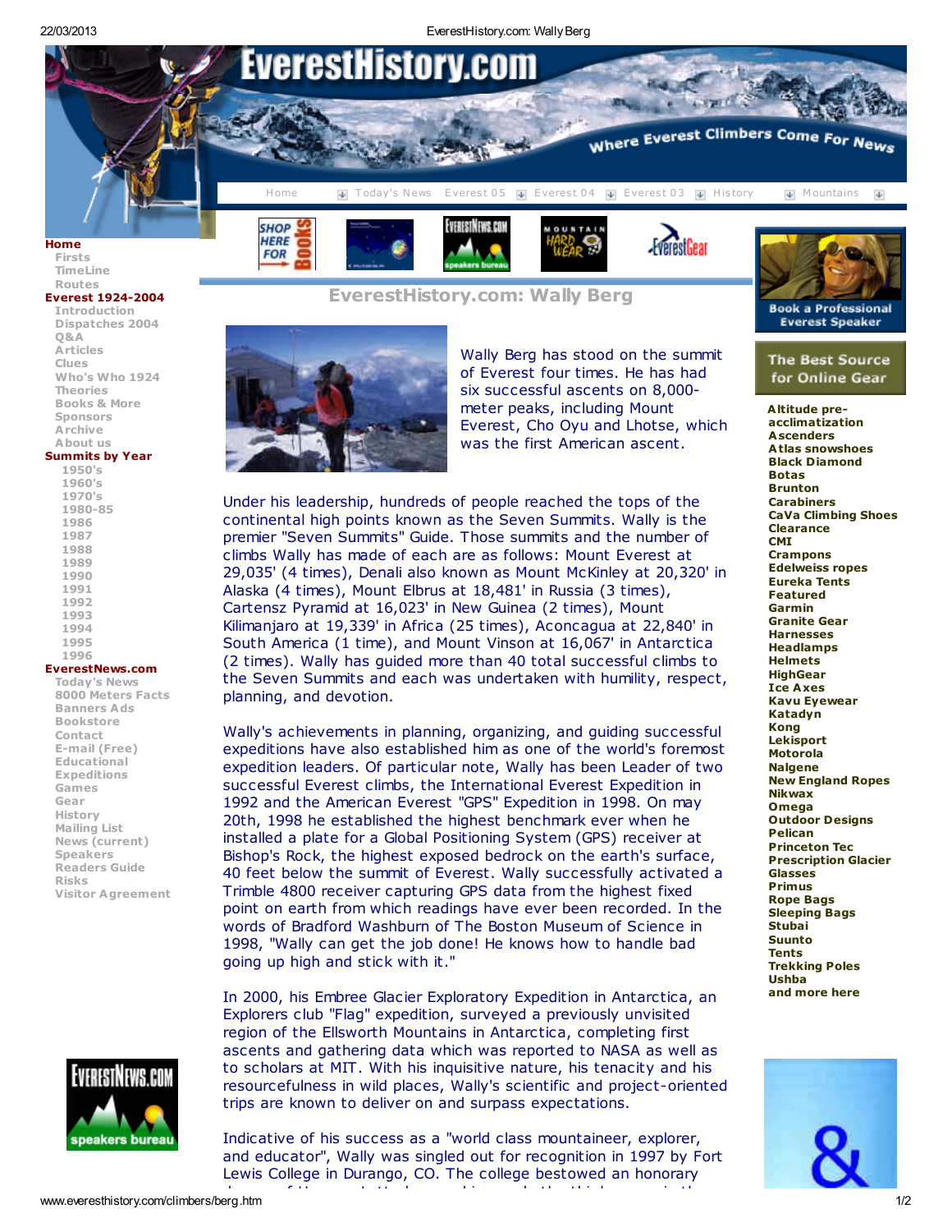# EverestHistory.com

Where Everest Climbers Come For News

Home | Today's News | Everest 05 | Everest 04 | Everest 03 | History | Mountains

**Home**
- Firsts
- TimeLine
- Routes

**Everest 1924-2004**
- Introduction
- Dispatches 2004
- Q&A
- Articles
- Clues
- Who's Who 1924
- Theories
- Books & More
- Sponsors
- Archive
- About us

**Summits by Year**
- 1950's
- 1960's
- 1970's
- 1980-85
- 1986
- 1987
- 1988
- 1989
- 1990
- 1991
- 1992
- 1993
- 1994
- 1995
- 1996

**EverestNews.com**
- Today's News
- 8000 Meters Facts
- Banners Ads
- Bookstore
- Contact
- E-mail (Free)
- Educational
- Expeditions
- Games
- Gear
- History
- Mailing List
- News (current)
- Speakers
- Readers Guide
- Risks
- Visitor Agreement

## EverestHistory.com: Wally Berg

Wally Berg has stood on the summit of Everest four times. He has had six successful ascents on 8,000-meter peaks, including Mount Everest, Cho Oyu and Lhotse, which was the first American ascent.

Under his leadership, hundreds of people reached the tops of the continental high points known as the Seven Summits. Wally is the premier "Seven Summits" Guide. Those summits and the number of climbs Wally has made of each are as follows: Mount Everest at 29,035' (4 times), Denali also known as Mount McKinley at 20,320' in Alaska (4 times), Mount Elbrus at 18,481' in Russia (3 times), Cartensz Pyramid at 16,023' in New Guinea (2 times), Mount Kilimanjaro at 19,339' in Africa (25 times), Aconcagua at 22,840' in South America (1 time), and Mount Vinson at 16,067' in Antarctica (2 times). Wally has guided more than 40 total successful climbs to the Seven Summits and each was undertaken with humility, respect, planning, and devotion.

Wally's achievements in planning, organizing, and guiding successful expeditions have also established him as one of the world's foremost expedition leaders. Of particular note, Wally has been Leader of two successful Everest climbs, the International Everest Expedition in 1992 and the American Everest "GPS" Expedition in 1998. On may 20th, 1998 he established the highest benchmark ever when he installed a plate for a Global Positioning System (GPS) receiver at Bishop's Rock, the highest exposed bedrock on the earth's surface, 40 feet below the summit of Everest. Wally successfully activated a Trimble 4800 receiver capturing GPS data from the highest fixed point on earth from which readings have ever been recorded. In the words of Bradford Washburn of The Boston Museum of Science in 1998, "Wally can get the job done! He knows how to handle bad going up high and stick with it."

In 2000, his Embree Glacier Exploratory Expedition in Antarctica, an Explorers club "Flag" expedition, surveyed a previously unvisited region of the Ellsworth Mountains in Antarctica, completing first ascents and gathering data which was reported to NASA as well as to scholars at MIT. With his inquisitive nature, his tenacity and his resourcefulness in wild places, Wally's scientific and project-oriented trips are known to deliver on and surpass expectations.

Indicative of his success as a "world class mountaineer, explorer, and educator", Wally was singled out for recognition in 1997 by Fort Lewis College in Durango, CO. The college bestowed an honorary

Book a Professional Everest Speaker

The Best Source for Online Gear

- Altitude pre-acclimatization
- Ascenders
- Atlas snowshoes
- Black Diamond
- Botas
- Brunton
- Carabiners
- CaVa Climbing Shoes
- Clearance
- CMI
- Crampons
- Edelweiss ropes
- Eureka Tents
- Featured
- Garmin
- Granite Gear
- Harnesses
- Headlamps
- Helmets
- HighGear
- Ice Axes
- Kavu Eyewear
- Katadyn
- Kong
- Lekisport
- Motorola
- Nalgene
- New England Ropes
- Nikwax
- Omega
- Outdoor Designs
- Pelican
- Princeton Tec
- Prescription Glacier Glasses
- Primus
- Rope Bags
- Sleeping Bags
- Stubai
- Suunto
- Tents
- Trekking Poles
- Ushba
- and more here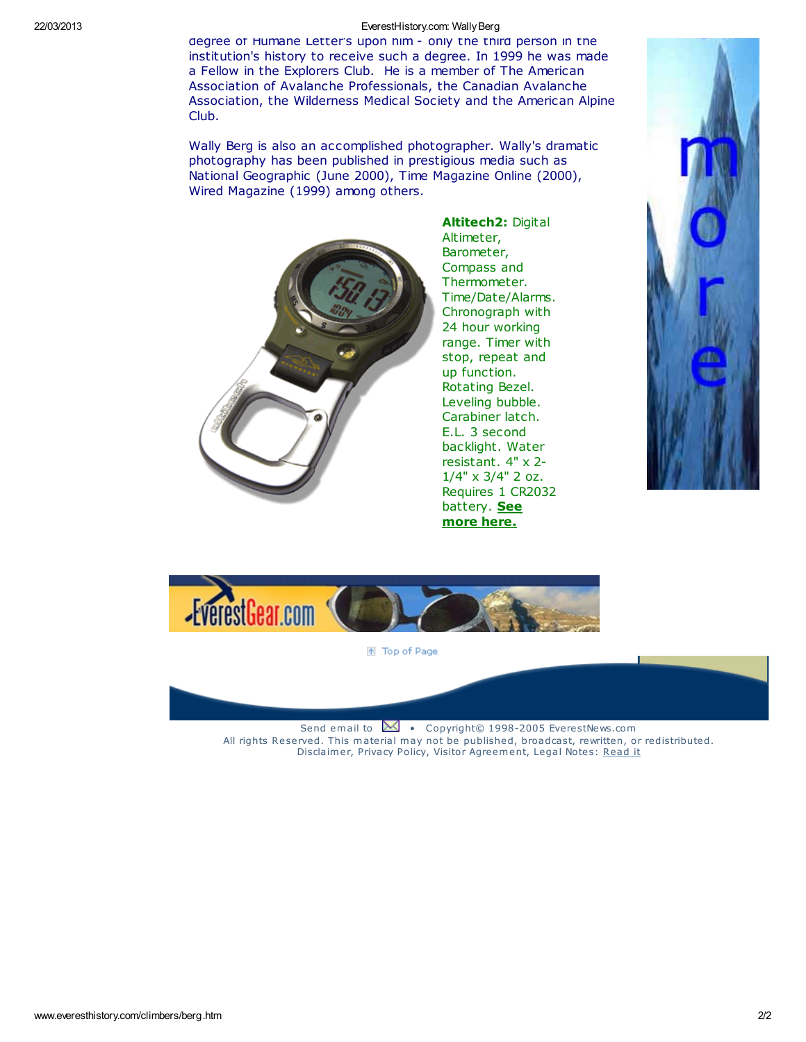degree of Humane Letter's upon him - only the third person in the institution's history to receive such a degree. In 1999 he was made a Fellow in the Explorers Club. He is a member of The American Association of Avalanche Professionals, the Canadian Avalanche Association, the Wilderness Medical Society and the American Alpine Club.

Wally Berg is also an accomplished photographer. Wally's dramatic photography has been published in prestigious media such as National Geographic (June 2000), Time Magazine Online (2000), Wired Magazine (1999) among others.

**Altitech2:** Digital Altimeter, Barometer, Compass and Thermometer. Time/Date/Alarms. Chronograph with 24 hour working range. Timer with stop, repeat and up function. Rotating Bezel. Leveling bubble. Carabiner latch. E.L. 3 second backlight. Water resistant. 4" x 2-1/4" x 3/4" 2 oz. Requires 1 CR2032 battery. **See more here.**

Top of Page

Send email to • Copyright© 1998-2005 EverestNews.com
All rights Reserved. This material may not be published, broadcast, rewritten, or redistributed.
Disclaimer, Privacy Policy, Visitor Agreement, Legal Notes: Read it